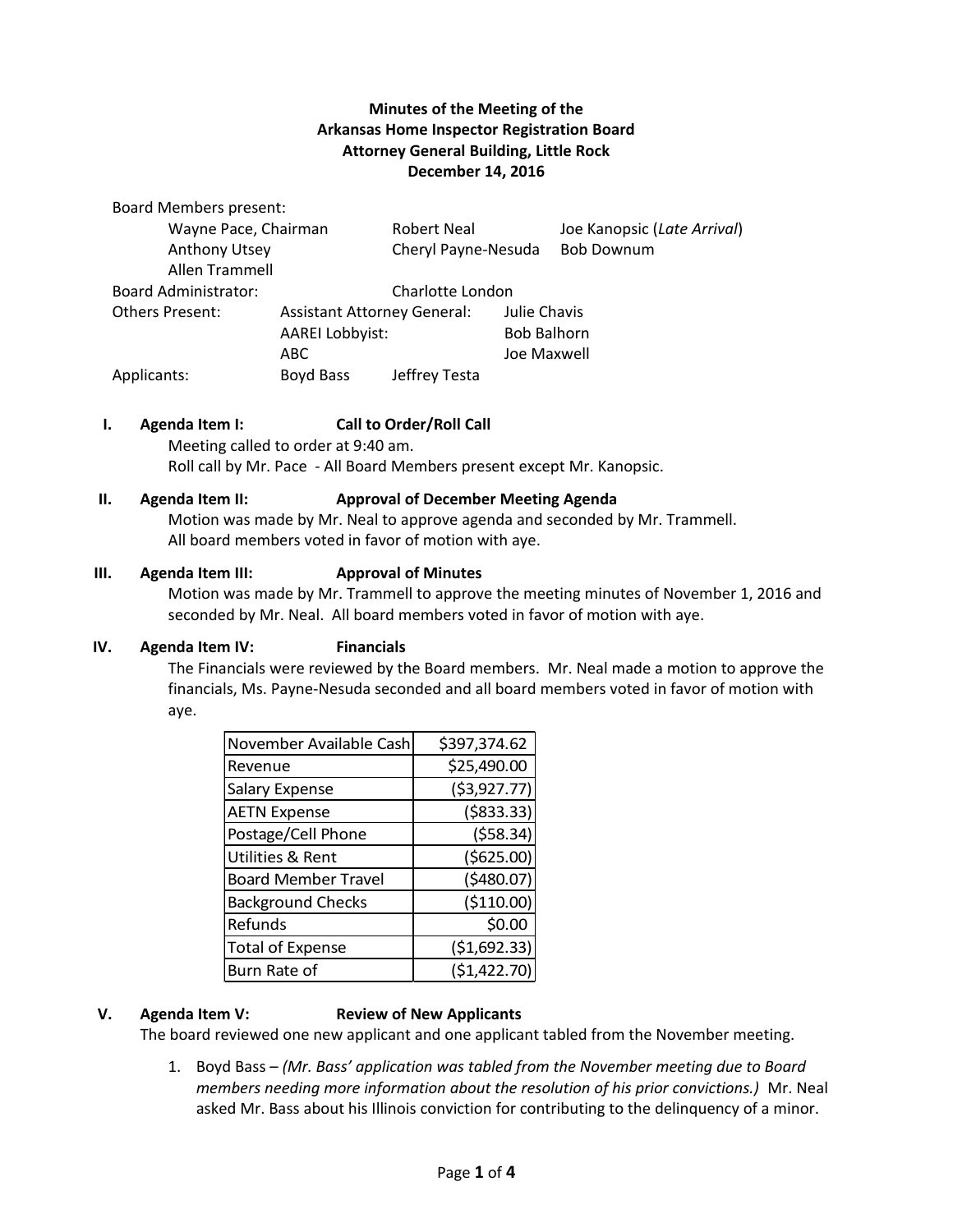# Minutes of the Meeting of the
# Arkansas Home Inspector Registration Board
## Attorney General Building, Little Rock
## December 14, 2016

Board Members present:

| | | |
|---|---|---|
| Wayne Pace, Chairman | Robert Neal | Joe Kanopsic (*Late Arrival*) |
| Anthony Utsey | Cheryl Payne-Nesuda | Bob Downum |
| Allen Trammell | | |

Board Administrator: Charlotte London

Others Present:

| | |
|---|---|
| Assistant Attorney General: | Julie Chavis |
| AAREI Lobbyist: | Bob Balhorn |
| ABC | Joe Maxwell |

Applicants: Boyd Bass Jeffrey Testa

**I. Agenda Item I: Call to Order/Roll Call**

Meeting called to order at 9:40 am.
Roll call by Mr. Pace - All Board Members present except Mr. Kanopsic.

**II. Agenda Item II: Approval of December Meeting Agenda**

Motion was made by Mr. Neal to approve agenda and seconded by Mr. Trammell. All board members voted in favor of motion with aye.

**III. Agenda Item III: Approval of Minutes**

Motion was made by Mr. Trammell to approve the meeting minutes of November 1, 2016 and seconded by Mr. Neal. All board members voted in favor of motion with aye.

**IV. Agenda Item IV: Financials**

The Financials were reviewed by the Board members. Mr. Neal made a motion to approve the financials, Ms. Payne-Nesuda seconded and all board members voted in favor of motion with aye.

| | |
|---|---:|
| November Available Cash | $397,374.62 |
| Revenue | $25,490.00 |
| Salary Expense | ($3,927.77) |
| AETN Expense | ($833.33) |
| Postage/Cell Phone | ($58.34) |
| Utilities & Rent | ($625.00) |
| Board Member Travel | ($480.07) |
| Background Checks | ($110.00) |
| Refunds | $0.00 |
| Total of Expense | ($1,692.33) |
| Burn Rate of | ($1,422.70) |

**V. Agenda Item V: Review of New Applicants**

The board reviewed one new applicant and one applicant tabled from the November meeting.

1. Boyd Bass – *(Mr. Bass' application was tabled from the November meeting due to Board members needing more information about the resolution of his prior convictions.)* Mr. Neal asked Mr. Bass about his Illinois conviction for contributing to the delinquency of a minor.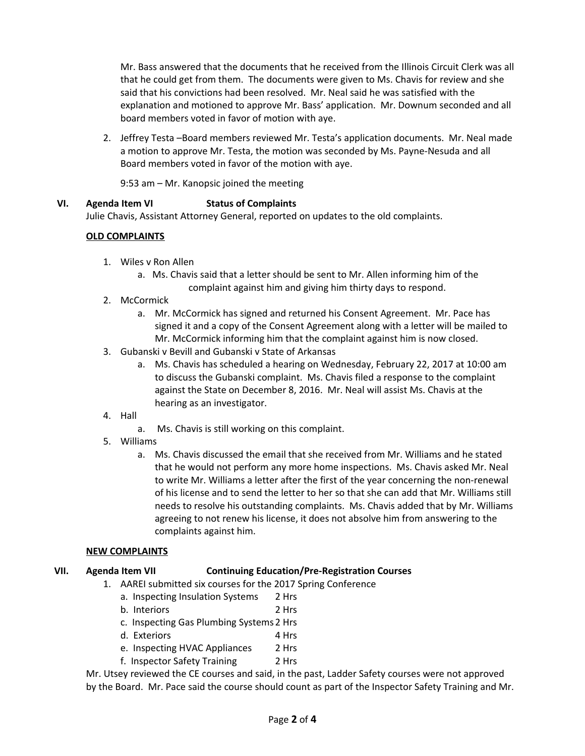Mr. Bass answered that the documents that he received from the Illinois Circuit Clerk was all that he could get from them. The documents were given to Ms. Chavis for review and she said that his convictions had been resolved. Mr. Neal said he was satisfied with the explanation and motioned to approve Mr. Bass' application. Mr. Downum seconded and all board members voted in favor of motion with aye.

2. Jeffrey Testa –Board members reviewed Mr. Testa's application documents. Mr. Neal made a motion to approve Mr. Testa, the motion was seconded by Ms. Payne-Nesuda and all Board members voted in favor of the motion with aye.

   9:53 am – Mr. Kanopsic joined the meeting

## VI. Agenda Item VI Status of Complaints

Julie Chavis, Assistant Attorney General, reported on updates to the old complaints.

**OLD COMPLAINTS**

1. Wiles v Ron Allen
   a. Ms. Chavis said that a letter should be sent to Mr. Allen informing him of the complaint against him and giving him thirty days to respond.
2. McCormick
   a. Mr. McCormick has signed and returned his Consent Agreement. Mr. Pace has signed it and a copy of the Consent Agreement along with a letter will be mailed to Mr. McCormick informing him that the complaint against him is now closed.
3. Gubanski v Bevill and Gubanski v State of Arkansas
   a. Ms. Chavis has scheduled a hearing on Wednesday, February 22, 2017 at 10:00 am to discuss the Gubanski complaint. Ms. Chavis filed a response to the complaint against the State on December 8, 2016. Mr. Neal will assist Ms. Chavis at the hearing as an investigator.
4. Hall
   a. Ms. Chavis is still working on this complaint.
5. Williams
   a. Ms. Chavis discussed the email that she received from Mr. Williams and he stated that he would not perform any more home inspections. Ms. Chavis asked Mr. Neal to write Mr. Williams a letter after the first of the year concerning the non-renewal of his license and to send the letter to her so that she can add that Mr. Williams still needs to resolve his outstanding complaints. Ms. Chavis added that by Mr. Williams agreeing to not renew his license, it does not absolve him from answering to the complaints against him.

**NEW COMPLAINTS**

## VII. Agenda Item VII Continuing Education/Pre-Registration Courses

1. AAREI submitted six courses for the 2017 Spring Conference
   a. Inspecting Insulation Systems 2 Hrs
   b. Interiors 2 Hrs
   c. Inspecting Gas Plumbing Systems 2 Hrs
   d. Exteriors 4 Hrs
   e. Inspecting HVAC Appliances 2 Hrs
   f. Inspector Safety Training 2 Hrs

Mr. Utsey reviewed the CE courses and said, in the past, Ladder Safety courses were not approved by the Board. Mr. Pace said the course should count as part of the Inspector Safety Training and Mr.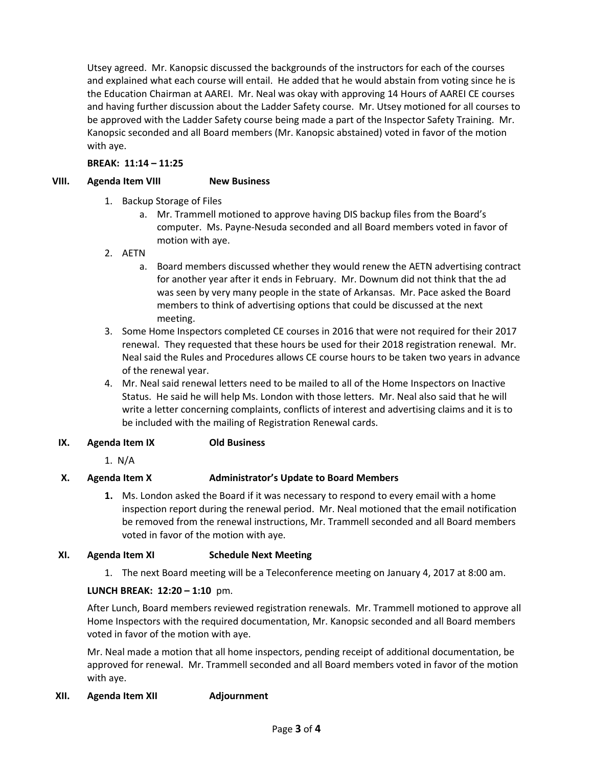Utsey agreed. Mr. Kanopsic discussed the backgrounds of the instructors for each of the courses and explained what each course will entail. He added that he would abstain from voting since he is the Education Chairman at AAREI. Mr. Neal was okay with approving 14 Hours of AAREI CE courses and having further discussion about the Ladder Safety course. Mr. Utsey motioned for all courses to be approved with the Ladder Safety course being made a part of the Inspector Safety Training. Mr. Kanopsic seconded and all Board members (Mr. Kanopsic abstained) voted in favor of the motion with aye.

**BREAK: 11:14 – 11:25**

## VIII. Agenda Item VIII New Business

1. Backup Storage of Files
    a. Mr. Trammell motioned to approve having DIS backup files from the Board's computer. Ms. Payne-Nesuda seconded and all Board members voted in favor of motion with aye.
2. AETN
    a. Board members discussed whether they would renew the AETN advertising contract for another year after it ends in February. Mr. Downum did not think that the ad was seen by very many people in the state of Arkansas. Mr. Pace asked the Board members to think of advertising options that could be discussed at the next meeting.
3. Some Home Inspectors completed CE courses in 2016 that were not required for their 2017 renewal. They requested that these hours be used for their 2018 registration renewal. Mr. Neal said the Rules and Procedures allows CE course hours to be taken two years in advance of the renewal year.
4. Mr. Neal said renewal letters need to be mailed to all of the Home Inspectors on Inactive Status. He said he will help Ms. London with those letters. Mr. Neal also said that he will write a letter concerning complaints, conflicts of interest and advertising claims and it is to be included with the mailing of Registration Renewal cards.

## IX. Agenda Item IX Old Business

1. N/A

## X. Agenda Item X Administrator's Update to Board Members

1. Ms. London asked the Board if it was necessary to respond to every email with a home inspection report during the renewal period. Mr. Neal motioned that the email notification be removed from the renewal instructions, Mr. Trammell seconded and all Board members voted in favor of the motion with aye.

## XI. Agenda Item XI Schedule Next Meeting

1. The next Board meeting will be a Teleconference meeting on January 4, 2017 at 8:00 am.

**LUNCH BREAK: 12:20 – 1:10** pm.

After Lunch, Board members reviewed registration renewals. Mr. Trammell motioned to approve all Home Inspectors with the required documentation, Mr. Kanopsic seconded and all Board members voted in favor of the motion with aye.

Mr. Neal made a motion that all home inspectors, pending receipt of additional documentation, be approved for renewal. Mr. Trammell seconded and all Board members voted in favor of the motion with aye.

## XII. Agenda Item XII Adjournment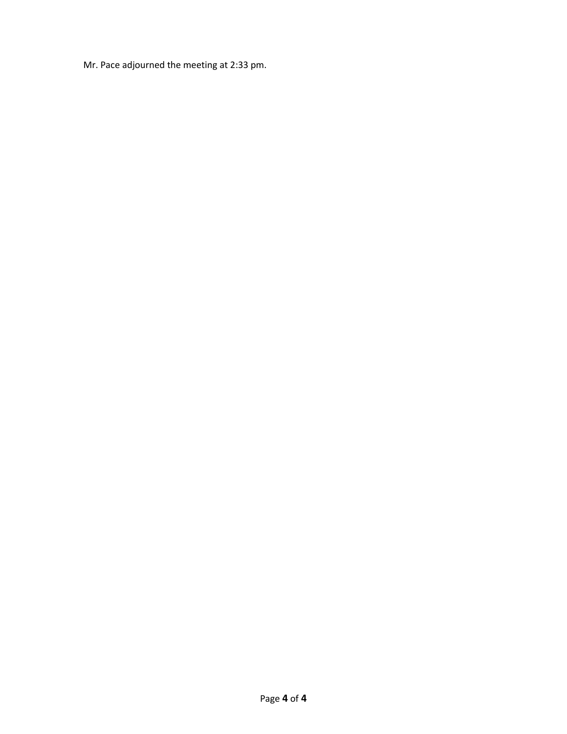Mr. Pace adjourned the meeting at 2:33 pm.